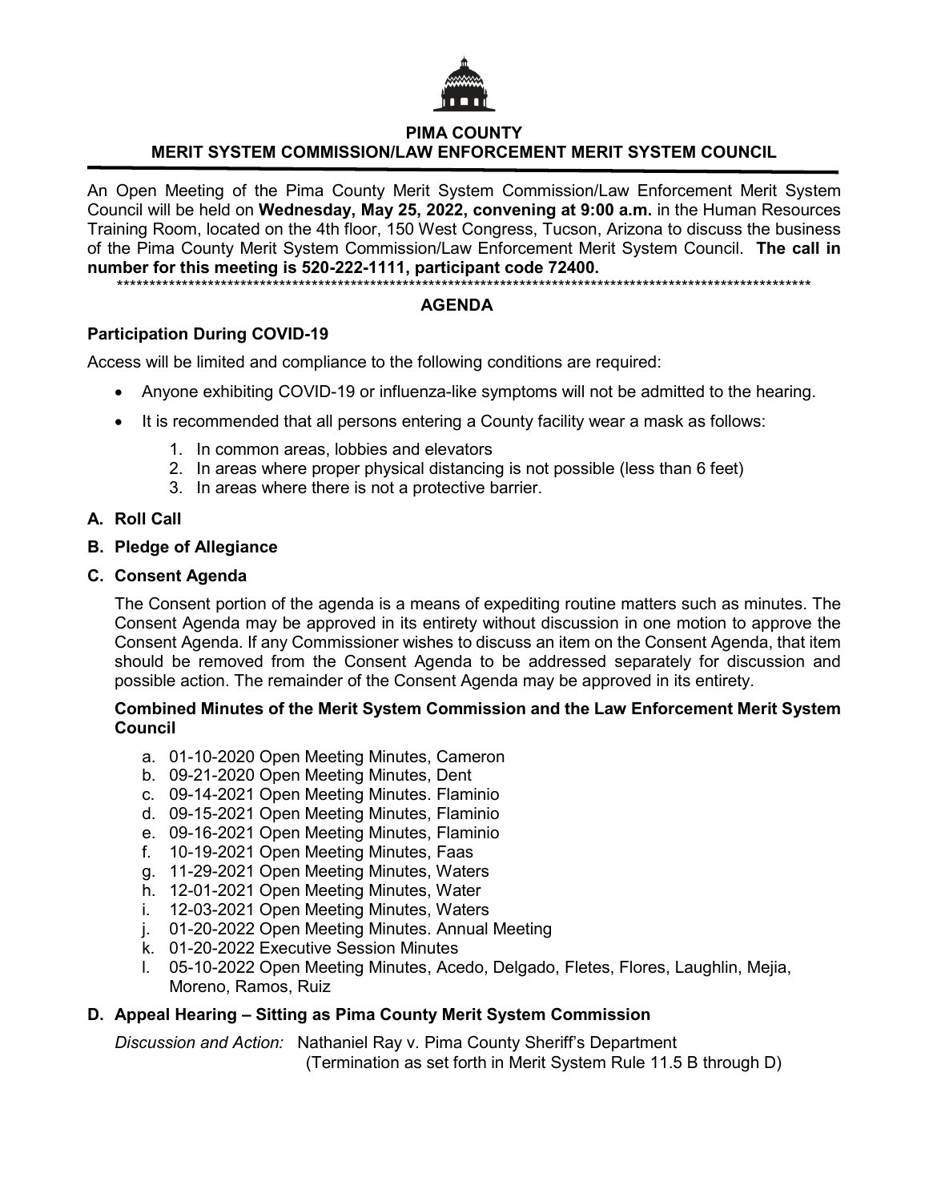# PIMA COUNTY
## MERIT SYSTEM COMMISSION/LAW ENFORCEMENT MERIT SYSTEM COUNCIL

An Open Meeting of the Pima County Merit System Commission/Law Enforcement Merit System Council will be held on **Wednesday, May 25, 2022, convening at 9:00 a.m.** in the Human Resources Training Room, located on the 4th floor, 150 West Congress, Tucson, Arizona to discuss the business of the Pima County Merit System Commission/Law Enforcement Merit System Council. **The call in number for this meeting is 520-222-1111, participant code 72400.**

*******************************************************************************************************************

## AGENDA

### Participation During COVID-19

Access will be limited and compliance to the following conditions are required:

- Anyone exhibiting COVID-19 or influenza-like symptoms will not be admitted to the hearing.
- It is recommended that all persons entering a County facility wear a mask as follows:
  1. In common areas, lobbies and elevators
  2. In areas where proper physical distancing is not possible (less than 6 feet)
  3. In areas where there is not a protective barrier.

### A. Roll Call

### B. Pledge of Allegiance

### C. Consent Agenda

The Consent portion of the agenda is a means of expediting routine matters such as minutes. The Consent Agenda may be approved in its entirety without discussion in one motion to approve the Consent Agenda. If any Commissioner wishes to discuss an item on the Consent Agenda, that item should be removed from the Consent Agenda to be addressed separately for discussion and possible action. The remainder of the Consent Agenda may be approved in its entirety.

**Combined Minutes of the Merit System Commission and the Law Enforcement Merit System Council**

a. 01-10-2020 Open Meeting Minutes, Cameron
b. 09-21-2020 Open Meeting Minutes, Dent
c. 09-14-2021 Open Meeting Minutes. Flaminio
d. 09-15-2021 Open Meeting Minutes, Flaminio
e. 09-16-2021 Open Meeting Minutes, Flaminio
f. 10-19-2021 Open Meeting Minutes, Faas
g. 11-29-2021 Open Meeting Minutes, Waters
h. 12-01-2021 Open Meeting Minutes, Water
i. 12-03-2021 Open Meeting Minutes, Waters
j. 01-20-2022 Open Meeting Minutes. Annual Meeting
k. 01-20-2022 Executive Session Minutes
l. 05-10-2022 Open Meeting Minutes, Acedo, Delgado, Fletes, Flores, Laughlin, Mejia, Moreno, Ramos, Ruiz

### D. Appeal Hearing – Sitting as Pima County Merit System Commission

*Discussion and Action:* Nathaniel Ray v. Pima County Sheriff's Department
(Termination as set forth in Merit System Rule 11.5 B through D)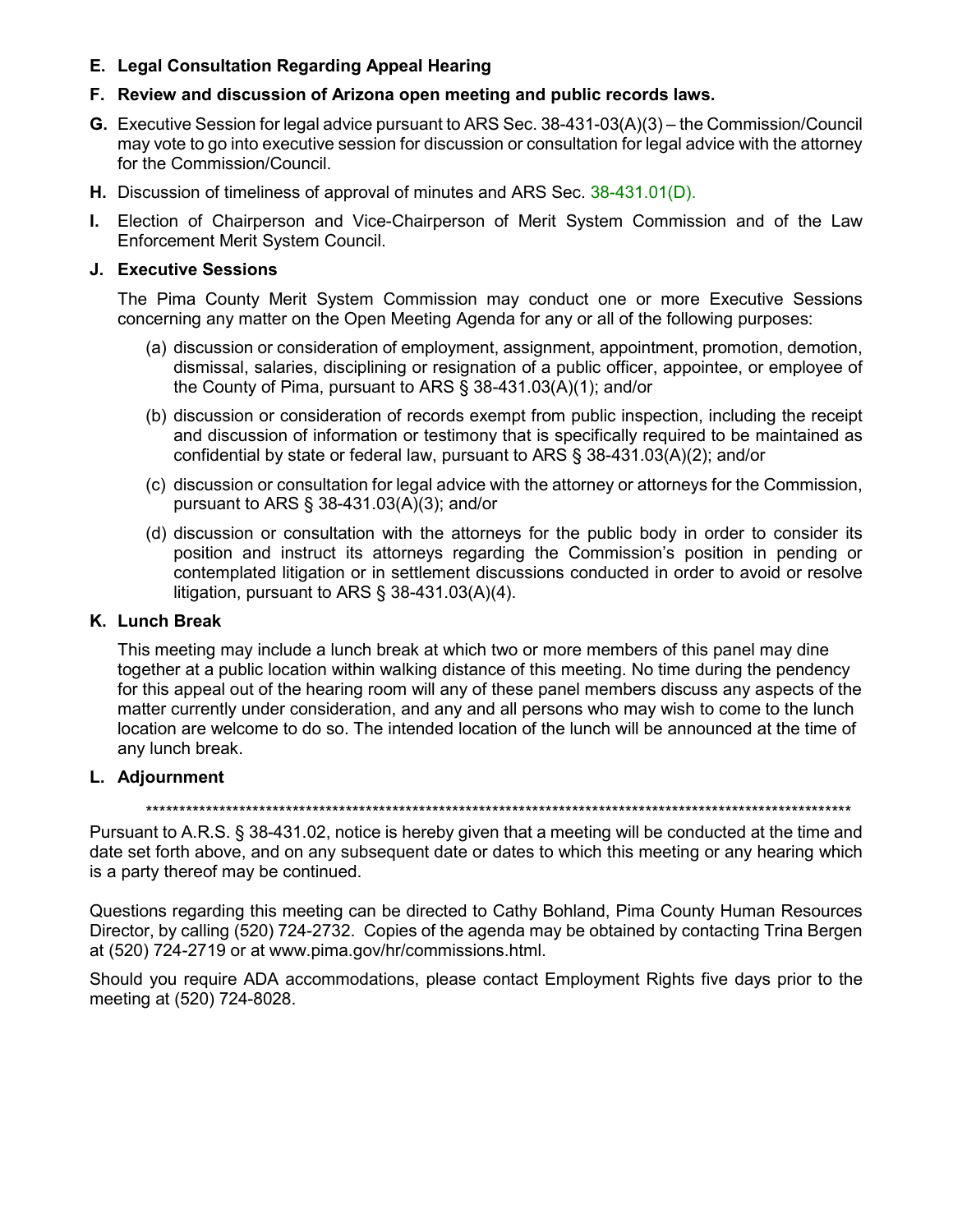**E. Legal Consultation Regarding Appeal Hearing**

**F. Review and discussion of Arizona open meeting and public records laws.**

**G.** Executive Session for legal advice pursuant to ARS Sec. 38-431-03(A)(3) – the Commission/Council may vote to go into executive session for discussion or consultation for legal advice with the attorney for the Commission/Council.

**H.** Discussion of timeliness of approval of minutes and ARS Sec. 38-431.01(D).

**I.** Election of Chairperson and Vice-Chairperson of Merit System Commission and of the Law Enforcement Merit System Council.

**J. Executive Sessions**

The Pima County Merit System Commission may conduct one or more Executive Sessions concerning any matter on the Open Meeting Agenda for any or all of the following purposes:

(a) discussion or consideration of employment, assignment, appointment, promotion, demotion, dismissal, salaries, disciplining or resignation of a public officer, appointee, or employee of the County of Pima, pursuant to ARS § 38-431.03(A)(1); and/or

(b) discussion or consideration of records exempt from public inspection, including the receipt and discussion of information or testimony that is specifically required to be maintained as confidential by state or federal law, pursuant to ARS § 38-431.03(A)(2); and/or

(c) discussion or consultation for legal advice with the attorney or attorneys for the Commission, pursuant to ARS § 38-431.03(A)(3); and/or

(d) discussion or consultation with the attorneys for the public body in order to consider its position and instruct its attorneys regarding the Commission's position in pending or contemplated litigation or in settlement discussions conducted in order to avoid or resolve litigation, pursuant to ARS § 38-431.03(A)(4).

**K. Lunch Break**

This meeting may include a lunch break at which two or more members of this panel may dine together at a public location within walking distance of this meeting. No time during the pendency for this appeal out of the hearing room will any of these panel members discuss any aspects of the matter currently under consideration, and any and all persons who may wish to come to the lunch location are welcome to do so. The intended location of the lunch will be announced at the time of any lunch break.

**L. Adjournment**

***************************************************************************************************************

Pursuant to A.R.S. § 38-431.02, notice is hereby given that a meeting will be conducted at the time and date set forth above, and on any subsequent date or dates to which this meeting or any hearing which is a party thereof may be continued.

Questions regarding this meeting can be directed to Cathy Bohland, Pima County Human Resources Director, by calling (520) 724-2732. Copies of the agenda may be obtained by contacting Trina Bergen at (520) 724-2719 or at www.pima.gov/hr/commissions.html.

Should you require ADA accommodations, please contact Employment Rights five days prior to the meeting at (520) 724-8028.